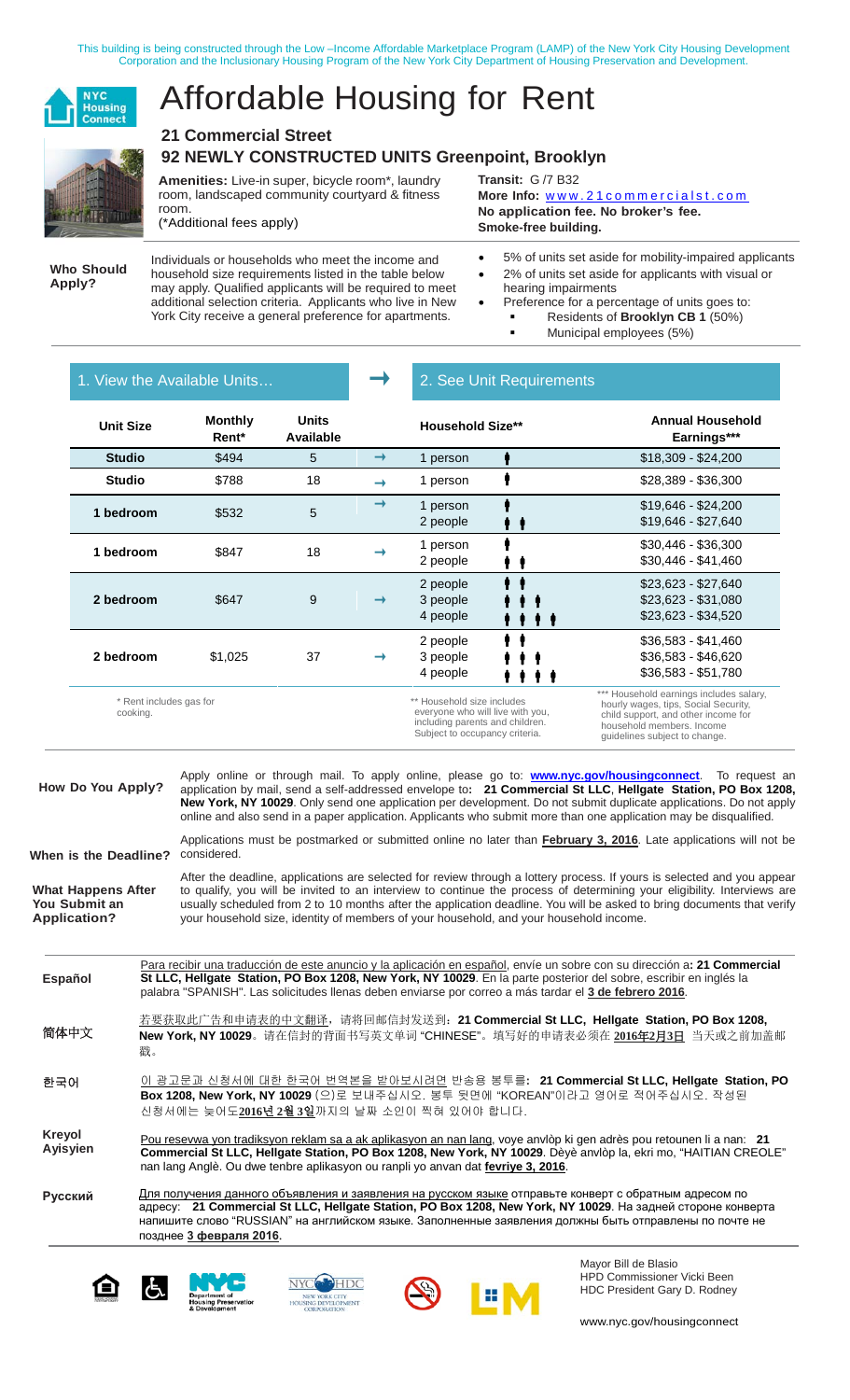This building is being constructed through the Low –Income Affordable Marketplace Program (LAMP) of the New York City Housing Development Corporation and the Inclusionary Housing Program of the New York City Department of Housing Preservation and Development.

# Affordable Housing for Rent

## 21 Commercial Street
## 92 NEWLY CONSTRUCTED UNITS Greenpoint, Brooklyn

**Amenities:** Live-in super, bicycle room*, laundry room, landscaped community courtyard & fitness room.
(*Additional fees apply)

**Transit:** G /7 B32
**More Info:** www.21commercialst.com
**No application fee. No broker's fee.**
**Smoke-free building.**

**Who Should Apply?**

Individuals or households who meet the income and household size requirements listed in the table below may apply. Qualified applicants will be required to meet additional selection criteria. Applicants who live in New York City receive a general preference for apartments.

- 5% of units set aside for mobility-impaired applicants
- 2% of units set aside for applicants with visual or hearing impairments
- Preference for a percentage of units goes to:
  - Residents of **Brooklyn CB 1** (50%)
  - Municipal employees (5%)

1. View the Available Units… → 2. See Unit Requirements

| Unit Size | Monthly Rent* | Units Available | | Household Size** | Annual Household Earnings*** |
|---|---|---|---|---|---|
| **Studio** | $494 | 5 | → | 1 person | $18,309 - $24,200 |
| **Studio** | $788 | 18 | → | 1 person | $28,389 - $36,300 |
| **1 bedroom** | $532 | 5 | → | 1 person<br>2 people | $19,646 - $24,200<br>$19,646 - $27,640 |
| **1 bedroom** | $847 | 18 | → | 1 person<br>2 people | $30,446 - $36,300<br>$30,446 - $41,460 |
| **2 bedroom** | $647 | 9 | → | 2 people<br>3 people<br>4 people | $23,623 - $27,640<br>$23,623 - $31,080<br>$23,623 - $34,520 |
| **2 bedroom** | $1,025 | 37 | → | 2 people<br>3 people<br>4 people | $36,583 - $41,460<br>$36,583 - $46,620<br>$36,583 - $51,780 |

\* Rent includes gas for cooking.

\*\* Household size includes everyone who will live with you, including parents and children. Subject to occupancy criteria.

\*\*\* Household earnings includes salary, hourly wages, tips, Social Security, child support, and other income for household members. Income guidelines subject to change.

**How Do You Apply?**

Apply online or through mail. To apply online, please go to: **www.nyc.gov/housingconnect**. To request an application by mail, send a self-addressed envelope to**: 21 Commercial St LLC**, **Hellgate Station, PO Box 1208, New York, NY 10029**. Only send one application per development. Do not submit duplicate applications. Do not apply online and also send in a paper application. Applicants who submit more than one application may be disqualified.

**When is the Deadline?**

Applications must be postmarked or submitted online no later than **February 3, 2016**. Late applications will not be considered.

**What Happens After You Submit an Application?**

After the deadline, applications are selected for review through a lottery process. If yours is selected and you appear to qualify, you will be invited to an interview to continue the process of determining your eligibility. Interviews are usually scheduled from 2 to 10 months after the application deadline. You will be asked to bring documents that verify your household size, identity of members of your household, and your household income.

**Español**

Para recibir una traducción de este anuncio y la aplicación en español, envíe un sobre con su dirección a**: 21 Commercial St LLC, Hellgate Station, PO Box 1208, New York, NY 10029**. En la parte posterior del sobre, escribir en inglés la palabra "SPANISH". Las solicitudes llenas deben enviarse por correo a más tardar el **3 de febrero 2016**.

**简体中文**

若要获取此广告和申请表的中文翻译，请将回邮信封发送到：**21 Commercial St LLC, Hellgate Station, PO Box 1208, New York, NY 10029**。请在信封的背面书写英文单词 "CHINESE"。填写好的申请表必须在 **2016年2月3日** 当天或之前加盖邮戳。

**한국어**

이 광고문과 신청서에 대한 한국어 번역본을 받아보시려면 반송용 봉투를**: 21 Commercial St LLC, Hellgate Station, PO Box 1208, New York, NY 10029** (으)로 보내주십시오. 봉투 뒷면에 "KOREAN"이라고 영어로 적어주십시오. 작성된 신청서에는 늦어도**2016년 2월 3일**까지의 날짜 소인이 찍혀 있어야 합니다.

**Kreyol Ayisyen**

Pou resevwa yon tradiksyon reklam sa a ak aplikasyon an nan lang, voye anvlòp ki gen adrès pou retounen li a nan: **21 Commercial St LLC, Hellgate Station, PO Box 1208, New York, NY 10029**. Dèyè anvlòp la, ekri mo, "HAITIAN CREOLE" nan lang Anglè. Ou dwe tenbre aplikasyon ou ranpli yo anvan dat **fevriye 3, 2016**.

**Русский**

Для получения данного объявления и заявления на русском языке отправьте конверт с обратным адресом по адресу: **21 Commercial St LLC, Hellgate Station, PO Box 1208, New York, NY 10029**. На задней стороне конверта напишите слово "RUSSIAN" на английском языке. Заполненные заявления должны быть отправлены по почте не позднее **3 февраля 2016**.

Mayor Bill de Blasio
HPD Commissioner Vicki Been
HDC President Gary D. Rodney

www.nyc.gov/housingconnect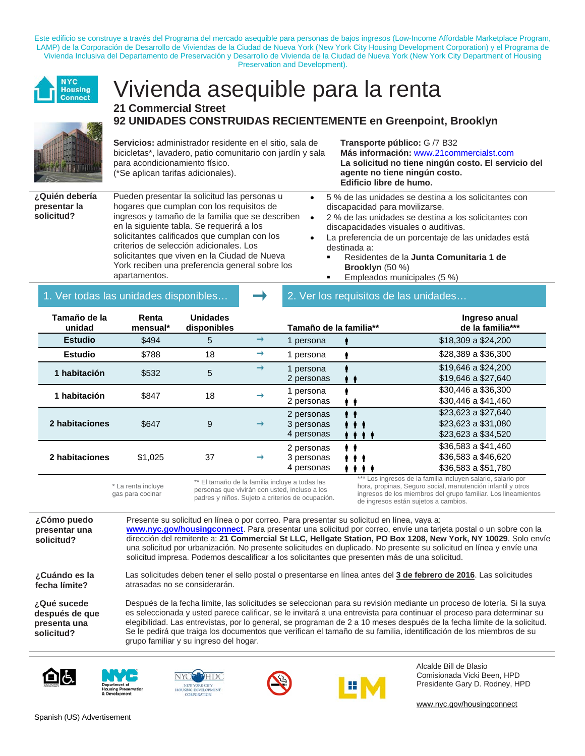Este edificio se construye a través del Programa del mercado asequible para personas de bajos ingresos (Low-Income Affordable Marketplace Program, LAMP) de la Corporación de Desarrollo de Viviendas de la Ciudad de Nueva York (New York City Housing Development Corporation) y el Programa de Vivienda Inclusiva del Departamento de Preservación y Desarrollo de Vivienda de la Ciudad de Nueva York (New York City Department of Housing Preservation and Development).

NYC Housing Connect

# Vivienda asequible para la renta

## 21 Commercial Street

## 92 UNIDADES CONSTRUIDAS RECIENTEMENTE en Greenpoint, Brooklyn

**Servicios:** administrador residente en el sitio, sala de bicicletas*, lavadero, patio comunitario con jardín y sala para acondicionamiento físico.
(*Se aplican tarifas adicionales).

**Transporte público:** G /7 B32
**Más información:** www.21commercialst.com
**La solicitud no tiene ningún costo. El servicio del agente no tiene ningún costo.**
**Edificio libre de humo.**

**¿Quién debería presentar la solicitud?**

Pueden presentar la solicitud las personas u hogares que cumplan con los requisitos de ingresos y tamaño de la familia que se describen en la siguiente tabla. Se requerirá a los solicitantes calificados que cumplan con los criterios de selección adicionales. Los solicitantes que viven en la Ciudad de Nueva York reciben una preferencia general sobre los apartamentos.

- 5 % de las unidades se destina a los solicitantes con discapacidad para movilizarse.
- 2 % de las unidades se destina a los solicitantes con discapacidades visuales o auditivas.
- La preferencia de un porcentaje de las unidades está destinada a:
  - Residentes de la **Junta Comunitaria 1 de Brooklyn** (50 %)
  - Empleados municipales (5 %)

**1. Ver todas las unidades disponibles… → 2. Ver los requisitos de las unidades…**

| Tamaño de la unidad | Renta mensual* | Unidades disponibles | | Tamaño de la familia** | Ingreso anual de la familia*** |
|---|---|---|---|---|---|
| **Estudio** | $494 | 5 | → | 1 persona | $18,309 a $24,200 |
| **Estudio** | $788 | 18 | → | 1 persona | $28,389 a $36,300 |
| **1 habitación** | $532 | 5 | → | 1 persona<br>2 personas | $19,646 a $24,200<br>$19,646 a $27,640 |
| **1 habitación** | $847 | 18 | → | 1 persona<br>2 personas | $30,446 a $36,300<br>$30,446 a $41,460 |
| **2 habitaciones** | $647 | 9 | → | 2 personas<br>3 personas<br>4 personas | $23,623 a $27,640<br>$23,623 a $31,080<br>$23,623 a $34,520 |
| **2 habitaciones** | $1,025 | 37 | → | 2 personas<br>3 personas<br>4 personas | $36,583 a $41,460<br>$36,583 a $46,620<br>$36,583 a $51,780 |

* La renta incluye gas para cocinar

** El tamaño de la familia incluye a todas las personas que vivirán con usted, incluso a los padres y niños. Sujeto a criterios de ocupación.

*** Los ingresos de la familia incluyen salario, salario por hora, propinas, Seguro social, manutención infantil y otros ingresos de los miembros del grupo familiar. Los lineamientos de ingresos están sujetos a cambios.

**¿Cómo puedo presentar una solicitud?**

Presente su solicitud en línea o por correo. Para presentar su solicitud en línea, vaya a: **www.nyc.gov/housingconnect**. Para presentar una solicitud por correo, envíe una tarjeta postal o un sobre con la dirección del remitente a: **21 Commercial St LLC, Hellgate Station, PO Box 1208, New York, NY 10029**. Solo envíe una solicitud por urbanización. No presente solicitudes en duplicado. No presente su solicitud en línea y envíe una solicitud impresa. Podemos descalificar a los solicitantes que presenten más de una solicitud.

**¿Cuándo es la fecha límite?**

Las solicitudes deben tener el sello postal o presentarse en línea antes del **3 de febrero de 2016**. Las solicitudes atrasadas no se considerarán.

**¿Qué sucede después de que presenta una solicitud?**

Después de la fecha límite, las solicitudes se seleccionan para su revisión mediante un proceso de lotería. Si la suya es seleccionada y usted parece calificar, se le invitará a una entrevista para continuar el proceso para determinar su elegibilidad. Las entrevistas, por lo general, se programan de 2 a 10 meses después de la fecha límite de la solicitud. Se le pedirá que traiga los documentos que verifican el tamaño de su familia, identificación de los miembros de su grupo familiar y su ingreso del hogar.

Alcalde Bill de Blasio
Comisionada Vicki Been, HPD
Presidente Gary D. Rodney, HPD

www.nyc.gov/housingconnect

Spanish (US) Advertisement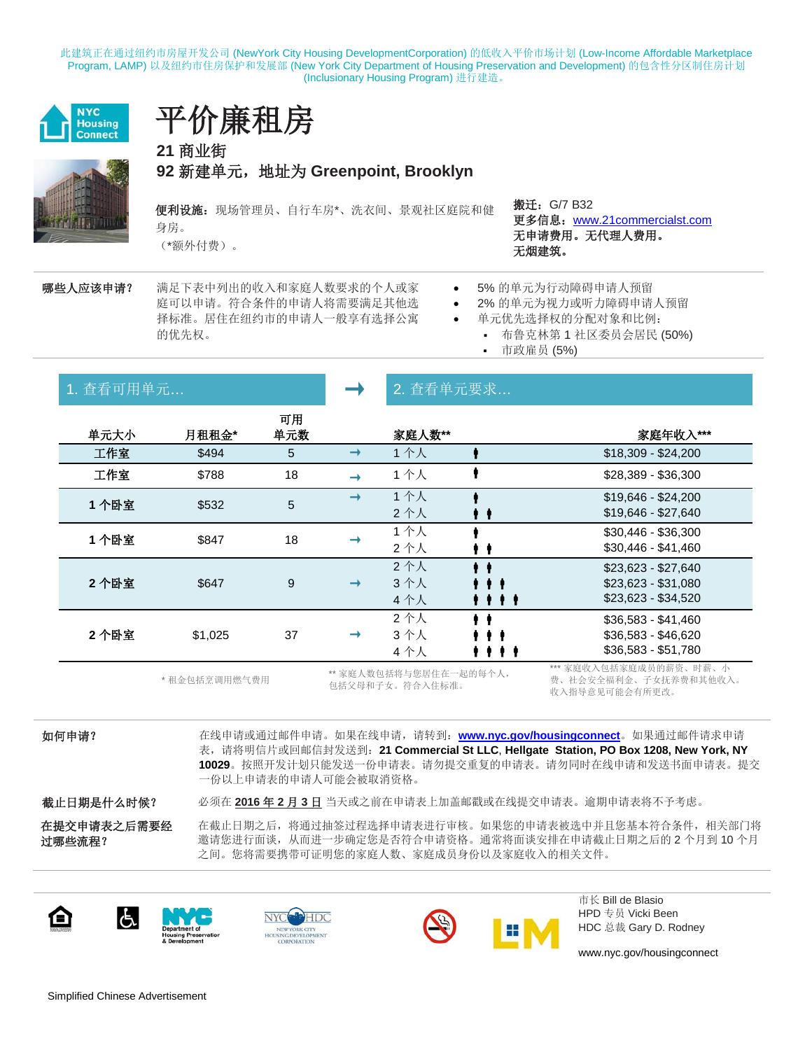此建筑正在通过纽约市房屋开发公司 (NewYork City Housing DevelopmentCorporation) 的低收入平价市场计划 (Low-Income Affordable Marketplace Program, LAMP) 以及纽约市住房保护和发展部 (New York City Department of Housing Preservation and Development) 的包含性分区制住房计划 (Inclusionary Housing Program) 进行建造。

NYC Housing Connect

# 平价廉租房

## 21 商业街

## 92 新建单元，地址为 Greenpoint, Brooklyn

**便利设施：**现场管理员、自行车房*、洗衣间、景观社区庭院和健身房。
（*额外付费）。

**搬迁：**G/7 B32
**更多信息：**www.21commercialst.com
**无申请费用。无代理人费用。**
**无烟建筑。**

**哪些人应该申请？**

满足下表中列出的收入和家庭人数要求的个人或家庭可以申请。符合条件的申请人将需要满足其他选择标准。居住在纽约市的申请人一般享有选择公寓的优先权。

- 5% 的单元为行动障碍申请人预留
- 2% 的单元为视力或听力障碍申请人预留
- 单元优先选择权的分配对象和比例：
  - 布鲁克林第 1 社区委员会居民 (50%)
  - 市政雇员 (5%)

1. 查看可用单元... → 2. 查看单元要求...

| 单元大小 | 月租租金* | 可用单元数 | 家庭人数** | 家庭年收入*** |
|---|---|---|---|---|
| 工作室 | $494 | 5 | 1 个人 | $18,309 - $24,200 |
| 工作室 | $788 | 18 | 1 个人 | $28,389 - $36,300 |
| 1 个卧室 | $532 | 5 | 1 个人 | $19,646 - $24,200 |
| | | | 2 个人 | $19,646 - $27,640 |
| 1 个卧室 | $847 | 18 | 1 个人 | $30,446 - $36,300 |
| | | | 2 个人 | $30,446 - $41,460 |
| 2 个卧室 | $647 | 9 | 2 个人 | $23,623 - $27,640 |
| | | | 3 个人 | $23,623 - $31,080 |
| | | | 4 个人 | $23,623 - $34,520 |
| 2 个卧室 | $1,025 | 37 | 2 个人 | $36,583 - $41,460 |
| | | | 3 个人 | $36,583 - $46,620 |
| | | | 4 个人 | $36,583 - $51,780 |

\* 租金包括烹调用燃气费用

** 家庭人数包括将与您居住在一起的每个人，包括父母和子女。符合入住标准。

*** 家庭收入包括家庭成员的薪资、时薪、小费、社会安全福利金、子女抚养费和其他收入。收入指导意见可能会有所更改。

**如何申请？**

在线申请或通过邮件申请。如果在线申请，请转到：**www.nyc.gov/housingconnect**。如果通过邮件请求申请表，请将明信片或回邮信封发送到：**21 Commercial St LLC, Hellgate Station, PO Box 1208, New York, NY 10029**。按照开发计划只能发送一份申请表。请勿提交重复的申请表。请勿同时在线申请和发送书面申请表。提交一份以上申请表的申请人可能会被取消资格。

**截止日期是什么时候？**

必须在 **2016 年 2 月 3 日** 当天或之前在申请表上加盖邮戳或在线提交申请表。逾期申请表将不予考虑。

**在提交申请表之后需要经过哪些流程？**

在截止日期之后，将通过抽签过程选择申请表进行审核。如果您的申请表被选中并且您基本符合条件，相关部门将邀请您进行面谈，从而进一步确定您是否符合申请资格。通常将面谈安排在申请截止日期之后的 2 个月到 10 个月之间。您将需要携带可证明您的家庭人数、家庭成员身份以及家庭收入的相关文件。

市长 Bill de Blasio
HPD 专员 Vicki Been
HDC 总裁 Gary D. Rodney

www.nyc.gov/housingconnect

Simplified Chinese Advertisement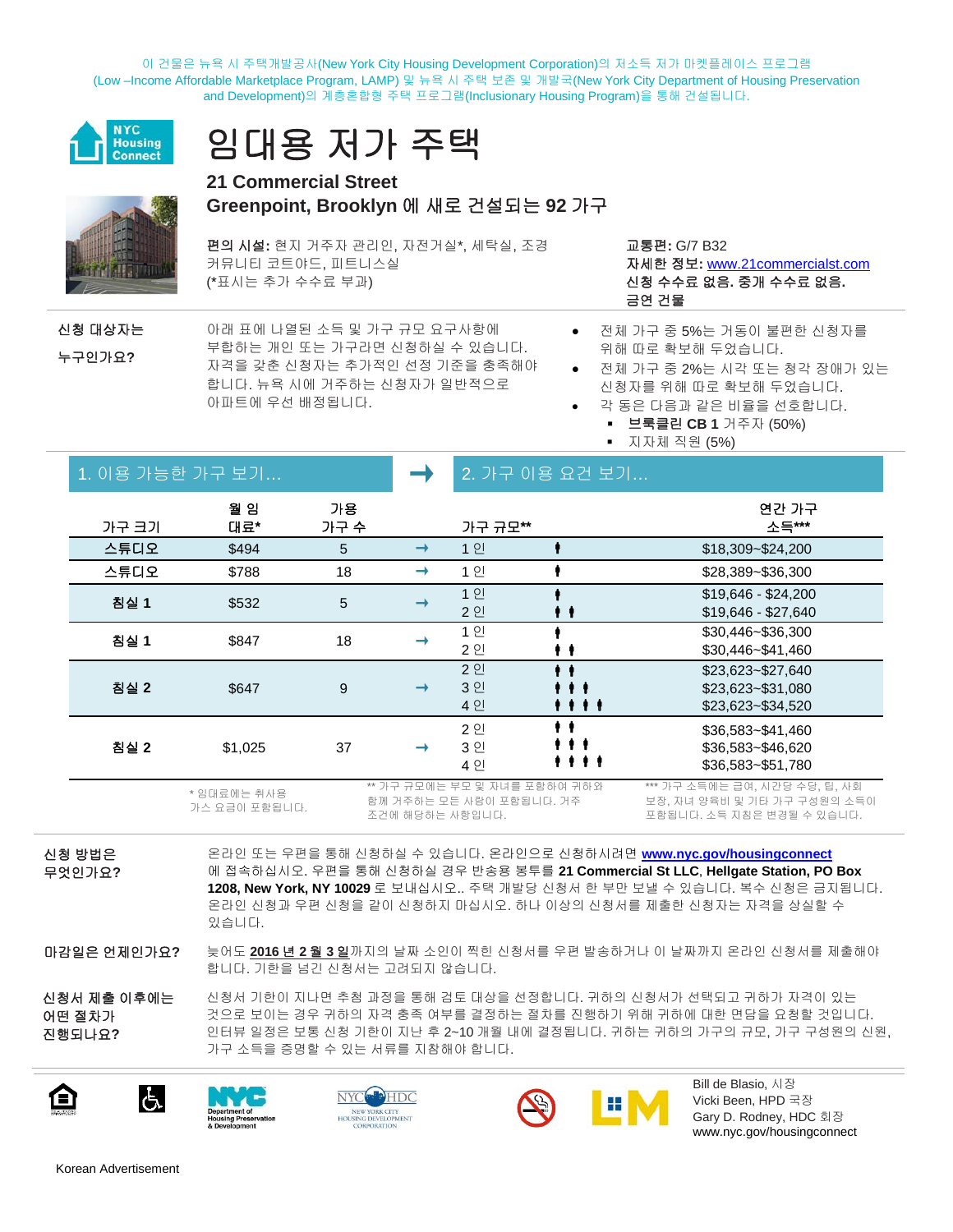이 건물은 뉴욕 시 주택개발공사(New York City Housing Development Corporation)의 저소득 저가 마켓플레이스 프로그램 (Low –Income Affordable Marketplace Program, LAMP) 및 뉴욕 시 주택 보존 및 개발국(New York City Department of Housing Preservation and Development)의 계층혼합형 주택 프로그램(Inclusionary Housing Program)을 통해 건설됩니다.

NYC Housing Connect

# 임대용 저가 주택

**21 Commercial Street**
**Greenpoint, Brooklyn 에 새로 건설되는 92 가구**

**편의 시설:** 현지 거주자 관리인, 자전거실*, 세탁실, 조경 커뮤니티 코트야드, 피트니스실
(*표시는 추가 수수료 부과)

**교통편:** G/7 B32
**자세한 정보:** www.21commercialst.com
**신청 수수료 없음. 중개 수수료 없음.**
**금연 건물**

**신청 대상자는 누구인가요?**

아래 표에 나열된 소득 및 가구 규모 요구사항에 부합하는 개인 또는 가구라면 신청하실 수 있습니다. 자격을 갖춘 신청자는 추가적인 선정 기준을 충족해야 합니다. 뉴욕 시에 거주하는 신청자가 일반적으로 아파트에 우선 배정됩니다.

- 전체 가구 중 5%는 거동이 불편한 신청자를 위해 따로 확보해 두었습니다.
- 전체 가구 중 2%는 시각 또는 청각 장애가 있는 신청자를 위해 따로 확보해 두었습니다.
- 각 동은 다음과 같은 비율을 선호합니다.
  - **브룩클린 CB 1** 거주자 (50%)
  - 지자체 직원 (5%)

| 1. 이용 가능한 가구 보기... | | | → | 2. 가구 이용 요건 보기... | |
|---|---|---|---|---|---|
| 가구 크기 | 월 임대료* | 가용 가구 수 | | 가구 규모** | 연간 가구 소득*** |
| 스튜디오 | $494 | 5 | → | 1 인 | $18,309~$24,200 |
| 스튜디오 | $788 | 18 | → | 1 인 | $28,389~$36,300 |
| 침실 1 | $532 | 5 | → | 1 인<br>2 인 | $19,646 - $24,200<br>$19,646 - $27,640 |
| 침실 1 | $847 | 18 | → | 1 인<br>2 인 | $30,446~$36,300<br>$30,446~$41,460 |
| 침실 2 | $647 | 9 | → | 2 인<br>3 인<br>4 인 | $23,623~$27,640<br>$23,623~$31,080<br>$23,623~$34,520 |
| 침실 2 | $1,025 | 37 | → | 2 인<br>3 인<br>4 인 | $36,583~$41,460<br>$36,583~$46,620<br>$36,583~$51,780 |

\* 임대료에는 취사용 가스 요금이 포함됩니다.

** 가구 규모에는 부모 및 자녀를 포함하여 귀하와 함께 거주하는 모든 사람이 포함됩니다. 거주 조건에 해당하는 사항입니다.

*** 가구 소득에는 급여, 시간당 수당, 팁, 사회 보장, 자녀 양육비 및 기타 가구 구성원의 소득이 포함됩니다. 소득 지침은 변경될 수 있습니다.

**신청 방법은 무엇인가요?**

온라인 또는 우편을 통해 신청하실 수 있습니다. 온라인으로 신청하시려면 **www.nyc.gov/housingconnect** 에 접속하십시오. 우편을 통해 신청하실 경우 반송용 봉투를 **21 Commercial St LLC, Hellgate Station, PO Box 1208, New York, NY 10029** 로 보내십시오.. 주택 개발당 신청서 한 부만 보낼 수 있습니다. 복수 신청은 금지됩니다. 온라인 신청과 우편 신청을 같이 신청하지 마십시오. 하나 이상의 신청서를 제출한 신청자는 자격을 상실할 수 있습니다.

**마감일은 언제인가요?**

늦어도 **2016 년 2 월 3 일**까지의 날짜 소인이 찍힌 신청서를 우편 발송하거나 이 날짜까지 온라인 신청서를 제출해야 합니다. 기한을 넘긴 신청서는 고려되지 않습니다.

**신청서 제출 이후에는 어떤 절차가 진행되나요?**

신청서 기한이 지나면 추첨 과정을 통해 검토 대상을 선정합니다. 귀하의 신청서가 선택되고 귀하가 자격이 있는 것으로 보이는 경우 귀하의 자격 충족 여부를 결정하는 절차를 진행하기 위해 귀하에 대한 면담을 요청할 것입니다. 인터뷰 일정은 보통 신청 기한이 지난 후 2~10 개월 내에 결정됩니다. 귀하는 귀하의 가구의 규모, 가구 구성원의 신원, 가구 소득을 증명할 수 있는 서류를 지참해야 합니다.

Bill de Blasio, 시장
Vicki Been, HPD 국장
Gary D. Rodney, HDC 회장
www.nyc.gov/housingconnect

Korean Advertisement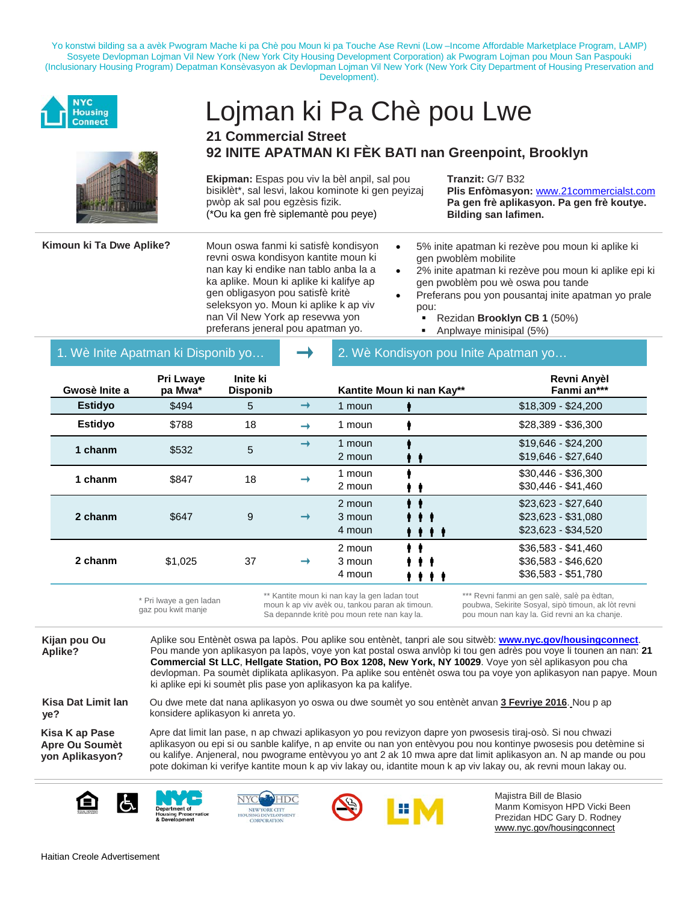Yo konstwi bilding sa a avèk Pwogram Mache ki pa Chè pou Moun ki pa Touche Ase Revni (Low –Income Affordable Marketplace Program, LAMP) Sosyete Devlopman Lojman Vil New York (New York City Housing Development Corporation) ak Pwogram Lojman pou Moun San Paspouki (Inclusionary Housing Program) Depatman Konsèvasyon ak Devlopman Lojman Vil New York (New York City Department of Housing Preservation and Development).

# Lojman ki Pa Chè pou Lwe

## 21 Commercial Street

## 92 INITE APATMAN KI FÈK BATI nan Greenpoint, Brooklyn

**Ekipman:** Espas pou viv la bèl anpil, sal pou bisiklèt*, sal lesvi, lakou kominote ki gen peyizaj pwòp ak sal pou egzèsis fizik.
(*Ou ka gen frè siplemantè pou peye)

**Tranzit:** G/7 B32
**Plis Enfòmasyon:** www.21commercialst.com
**Pa gen frè aplikasyon. Pa gen frè koutye. Bilding san lafimen.**

**Kimoun ki Ta Dwe Aplike?**

Moun oswa fanmi ki satisfè kondisyon revni oswa kondisyon kantite moun ki nan kay ki endike nan tablo anba la a ka aplike. Moun ki aplike ki kalifye ap gen obligasyon pou satisfè kritè seleksyon yo. Moun ki aplike k ap viv nan Vil New York ap resevwa yon preferans jeneral pou apatman yo.

- 5% inite apatman ki rezève pou moun ki aplike ki gen pwoblèm mobilite
- 2% inite apatman ki rezève pou moun ki aplike epi ki gen pwoblèm pou wè oswa pou tande
- Preferans pou yon pousantaj inite apatman yo prale pou:
  - Rezidan **Brooklyn CB 1** (50%)
  - Anplwaye minisipal (5%)

| 1. Wè Inite Apatman ki Disponib yo… | | | → | 2. Wè Kondisyon pou Inite Apatman yo… | |
|---|---|---|---|---|---|
| **Gwosè Inite a** | **Pri Lwaye pa Mwa*** | **Inite ki Disponib** | | **Kantite Moun ki nan Kay**** | **Revni Anyèl Fanmi an*****|
| **Estidyo** | $494 | 5 | → | 1 moun | $18,309 - $24,200 |
| **Estidyo** | $788 | 18 | → | 1 moun | $28,389 - $36,300 |
| **1 chanm** | $532 | 5 | → | 1 moun<br>2 moun | $19,646 - $24,200<br>$19,646 - $27,640 |
| **1 chanm** | $847 | 18 | → | 1 moun<br>2 moun | $30,446 - $36,300<br>$30,446 - $41,460 |
| **2 chanm** | $647 | 9 | → | 2 moun<br>3 moun<br>4 moun | $23,623 - $27,640<br>$23,623 - $31,080<br>$23,623 - $34,520 |
| **2 chanm** | $1,025 | 37 | → | 2 moun<br>3 moun<br>4 moun | $36,583 - $41,460<br>$36,583 - $46,620<br>$36,583 - $51,780 |

\* Pri lwaye a gen ladan gaz pou kwit manje

** Kantite moun ki nan kay la gen ladan tout moun k ap viv avèk ou, tankou paran ak timoun. Sa depannde kritè pou moun rete nan kay la.

*** Revni fanmi an gen salè, salè pa èdtan, poubwa, Sekirite Sosyal, sipò timoun, ak lòt revni pou moun nan kay la. Gid revni an ka chanje.

**Kijan pou Ou Aplike?**

Aplike sou Entènèt oswa pa lapòs. Pou aplike sou entènèt, tanpri ale sou sitwèb: **www.nyc.gov/housingconnect**. Pou mande yon aplikasyon pa lapòs, voye yon kat postal oswa anvlòp ki tou gen adrès pou voye li tounen an nan: **21 Commercial St LLC**, **Hellgate Station, PO Box 1208, New York, NY 10029**. Voye yon sèl aplikasyon pou cha devlopman. Pa soumèt diplikata aplikasyon. Pa aplike sou entènèt oswa tou pa voye yon aplikasyon nan papye. Moun ki aplike epi ki soumèt plis pase yon aplikasyon ka pa kalifye.

**Kisa Dat Limit lan ye?**

Ou dwe mete dat nana aplikasyon yo oswa ou dwe soumèt yo sou entènèt anvan **3 Fevriye 2016**. Nou p ap konsidere aplikasyon ki anreta yo.

**Kisa K ap Pase Apre Ou Soumèt yon Aplikasyon?**

Apre dat limit lan pase, n ap chwazi aplikasyon yo pou revizyon dapre yon pwosesis tiraj-osò. Si nou chwazi aplikasyon ou epi si ou sanble kalifye, n ap envite ou nan yon entèvyou pou nou kontinye pwosesis pou detèmine si ou kalifye. Anjeneral, nou pwograme entèvyou yo ant 2 ak 10 mwa apre dat limit aplikasyon an. N ap mande ou pou pote dokiman ki verifye kantite moun k ap viv lakay ou, idantite moun k ap viv lakay ou, ak revni moun lakay ou.

Majistra Bill de Blasio
Manm Komisyon HPD Vicki Been
Prezidan HDC Gary D. Rodney
www.nyc.gov/housingconnect

Haitian Creole Advertisement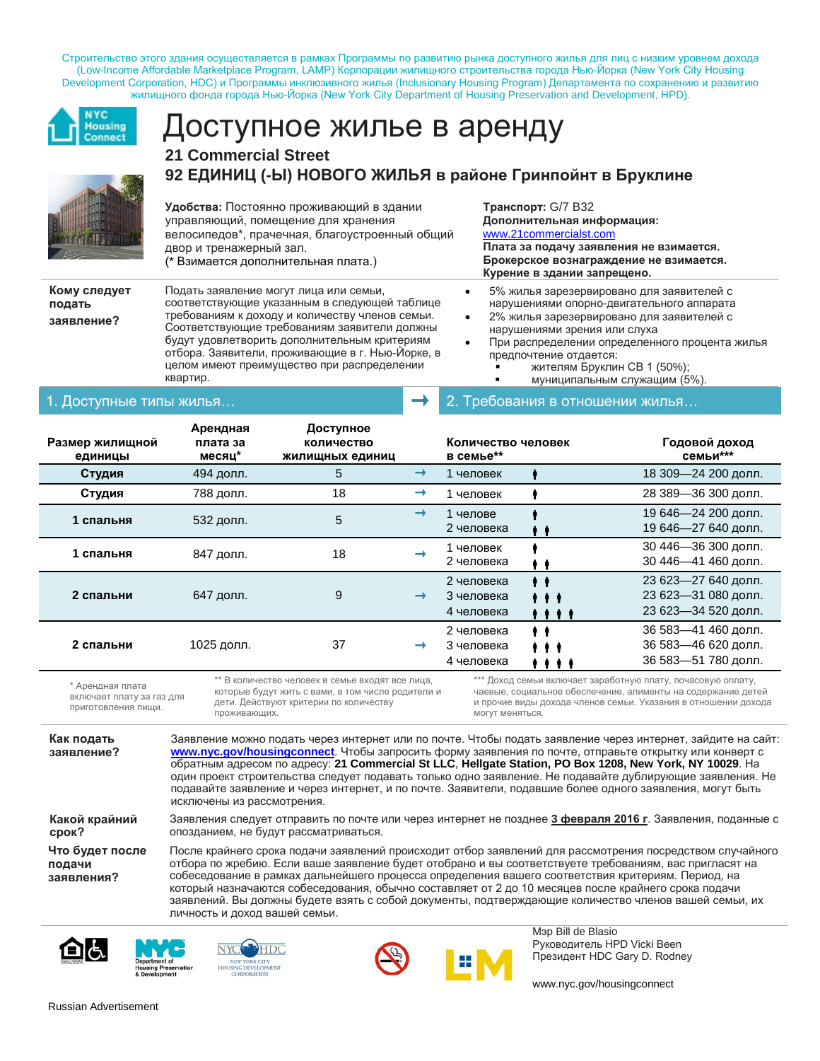Строительство этого здания осуществляется в рамках Программы по развитию рынка доступного жилья для лиц с низким уровнем дохода (Low-Income Affordable Marketplace Program, LAMP) Корпорации жилищного строительства города Нью-Йорк (New York City Housing Development Corporation, HDC) и Программы инклюзивного жилья (Inclusionary Housing Program) Департамента по сохранению и развитию жилищного фонда города Нью-Йорка (New York City Department of Housing Preservation and Development, HPD).

NYC Housing Connect

# Доступное жилье в аренду

## 21 Commercial Street

## 92 ЕДИНИЦ (-Ы) НОВОГО ЖИЛЬЯ в районе Гринпойнт в Бруклине

**Удобства:** Постоянно проживающий в здании управляющий, помещение для хранения велосипедов*, прачечная, благоустроенный общий двор и тренажерный зал.
(* Взимается дополнительная плата.)

**Транспорт:** G/7 B32
**Дополнительная информация:**
www.21commercialst.com
**Плата за подачу заявления не взимается.**
**Брокерское вознаграждение не взимается.**
**Курение в здании запрещено.**

**Кому следует подать заявление?**

Подать заявление могут лица или семьи, соответствующие указанным в следующей таблице требованиям к доходу и количеству членов семьи. Соответствующие требованиям заявители должны будут удовлетворить дополнительным критериям отбора. Заявители, проживающие в г. Нью-Йорке, в целом имеют преимущество при распределении квартир.

- 5% жилья зарезервировано для заявителей с нарушениями опорно-двигательного аппарата
- 2% жилья зарезервировано для заявителей с нарушениями зрения или слуха
- При распределении определенного процента жилья предпочтение отдается:
  - жителям Бруклин CB 1 (50%);
  - муниципальным служащим (5%).

**1. Доступные типы жилья… → 2. Требования в отношении жилья…**

| Размер жилищной единицы | Арендная плата за месяц* | Доступное количество жилищных единиц | | Количество человек в семье** | Годовой доход семьи*** |
|---|---|---|---|---|---|
| Студия | 494 долл. | 5 | → | 1 человек | 18 309—24 200 долл. |
| Студия | 788 долл. | 18 | → | 1 человек | 28 389—36 300 долл. |
| 1 спальня | 532 долл. | 5 | → | 1 челове<br>2 человека | 19 646—24 200 долл.<br>19 646—27 640 долл. |
| 1 спальня | 847 долл. | 18 | → | 1 человек<br>2 человека | 30 446—36 300 долл.<br>30 446—41 460 долл. |
| 2 спальни | 647 долл. | 9 | → | 2 человека<br>3 человека<br>4 человека | 23 623—27 640 долл.<br>23 623—31 080 долл.<br>23 623—34 520 долл. |
| 2 спальни | 1025 долл. | 37 | → | 2 человека<br>3 человека<br>4 человека | 36 583—41 460 долл.<br>36 583—46 620 долл.<br>36 583—51 780 долл. |

\* Арендная плата включает плату за газ для приготовления пищи.

** В количество человек в семье входят все лица, которые будут жить с вами, в том числе родители и дети. Действуют критерии по количеству проживающих.

*** Доход семьи включает заработную плату, почасовую оплату, чаевые, социальное обеспечение, алименты на содержание детей и прочие виды дохода членов семьи. Указания в отношении дохода могут меняться.

**Как подать заявление?**

Заявление можно подать через интернет или по почте. Чтобы подать заявление через интернет, зайдите на сайт: **www.nyc.gov/housingconnect**. Чтобы запросить форму заявления по почте, отправьте открытку или конверт с обратным адресом по адресу: **21 Commercial St LLC**, **Hellgate Station, PO Box 1208, New York, NY 10029**. На один проект строительства следует подавать только одно заявление. Не подавайте дублирующие заявления. Не подавайте заявление и через интернет, и по почте. Заявители, подавшие более одного заявления, могут быть исключены из рассмотрения.

**Какой крайний срок?**

Заявления следует отправить по почте или через интернет не позднее **3 февраля 2016 г**. Заявления, поданные с опозданием, не будут рассматриваться.

**Что будет после подачи заявления?**

После крайнего срока подачи заявлений происходит отбор заявлений для рассмотрения посредством случайного отбора по жребию. Если ваше заявление будет отобрано и вы соответствуете требованиям, вас пригласят на собеседование в рамках дальнейшего процесса определения вашего соответствия критериям. Период, на который назначаются собеседования, обычно составляет от 2 до 10 месяцев после крайнего срока подачи заявлений. Вы должны будете взять с собой документы, подтверждающие количество членов вашей семьи, их личность и доход вашей семьи.

NYC Department of Housing Preservation & Development

NYC HDC New York City Housing Development Corporation

Мэр Bill de Blasio
Руководитель HPD Vicki Been
Президент HDC Gary D. Rodney

www.nyc.gov/housingconnect

Russian Advertisement